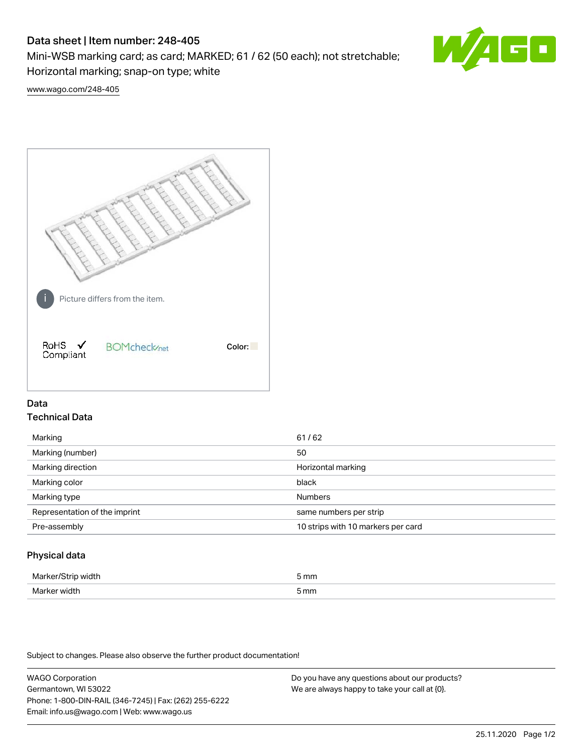# Data sheet | Item number: 248-405

Mini-WSB marking card; as card; MARKED; 61 / 62 (50 each); not stretchable; Horizontal marking; snap-on type; white

www.wago.com/248-405

Picture differs from the item.

RoHS Compliant   BOMcheck.net   Color:

## Data

### Technical Data

| | |
|---|---|
| Marking | 61 / 62 |
| Marking (number) | 50 |
| Marking direction | Horizontal marking |
| Marking color | black |
| Marking type | Numbers |
| Representation of the imprint | same numbers per strip |
| Pre-assembly | 10 strips with 10 markers per card |

### Physical data

| | |
|---|---|
| Marker/Strip width | 5 mm |
| Marker width | 5 mm |

Subject to changes. Please also observe the further product documentation!

WAGO Corporation
Germantown, WI 53022
Phone: 1-800-DIN-RAIL (346-7245) | Fax: (262) 255-6222
Email: info.us@wago.com | Web: www.wago.us

Do you have any questions about our products?
We are always happy to take your call at {0}.

25.11.2020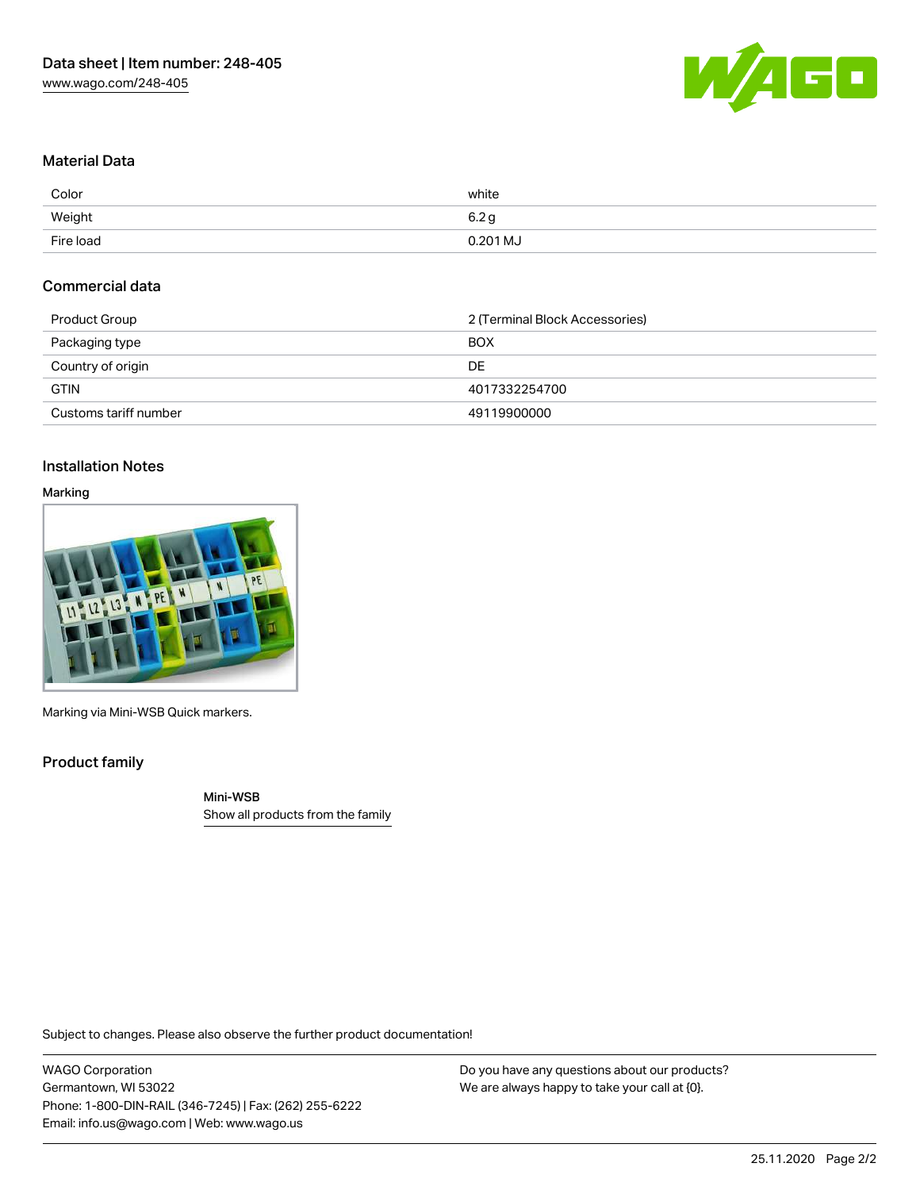## Material Data

| | |
|---|---|
| Color | white |
| Weight | 6.2 g |
| Fire load | 0.201 MJ |

## Commercial data

| | |
|---|---|
| Product Group | 2 (Terminal Block Accessories) |
| Packaging type | BOX |
| Country of origin | DE |
| GTIN | 4017332254700 |
| Customs tariff number | 49119900000 |

## Installation Notes

### Marking

Marking via Mini-WSB Quick markers.

## Product family

Mini-WSB
Show all products from the family

Subject to changes. Please also observe the further product documentation!

WAGO Corporation
Germantown, WI 53022
Phone: 1-800-DIN-RAIL (346-7245) | Fax: (262) 255-6222
Email: info.us@wago.com | Web: www.wago.us

Do you have any questions about our products?
We are always happy to take your call at {0}.